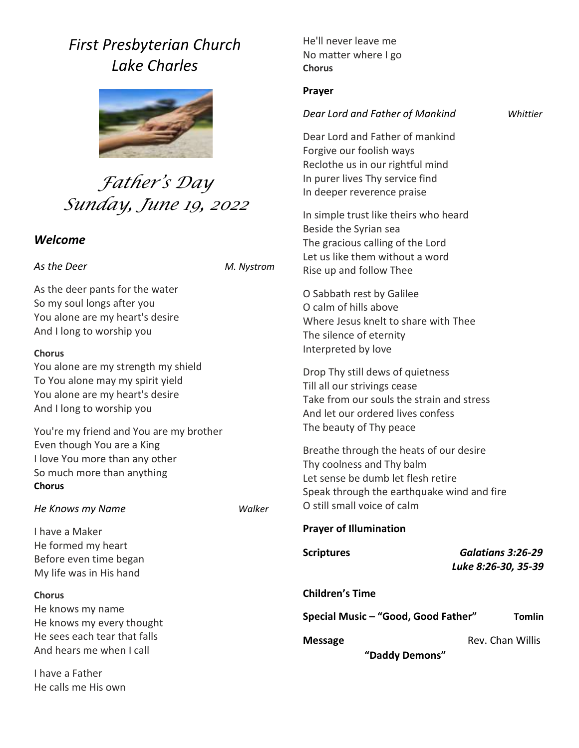# *First Presbyterian Church Lake Charles*

## *Father's Day*
## *Sunday, June 19, 2022*

### *Welcome*

*As the Deer* — *M. Nystrom*

As the deer pants for the water
So my soul longs after you
You alone are my heart's desire
And I long to worship you

**Chorus**
You alone are my strength my shield
To You alone may my spirit yield
You alone are my heart's desire
And I long to worship you

You're my friend and You are my brother
Even though You are a King
I love You more than any other
So much more than anything
**Chorus**

*He Knows my Name* — *Walker*

I have a Maker
He formed my heart
Before even time began
My life was in His hand

**Chorus**
He knows my name
He knows my every thought
He sees each tear that falls
And hears me when I call

I have a Father
He calls me His own
He'll never leave me
No matter where I go
**Chorus**

**Prayer**

*Dear Lord and Father of Mankind* — *Whittier*

Dear Lord and Father of mankind
Forgive our foolish ways
Reclothe us in our rightful mind
In purer lives Thy service find
In deeper reverence praise

In simple trust like theirs who heard
Beside the Syrian sea
The gracious calling of the Lord
Let us like them without a word
Rise up and follow Thee

O Sabbath rest by Galilee
O calm of hills above
Where Jesus knelt to share with Thee
The silence of eternity
Interpreted by love

Drop Thy still dews of quietness
Till all our strivings cease
Take from our souls the strain and stress
And let our ordered lives confess
The beauty of Thy peace

Breathe through the heats of our desire
Thy coolness and Thy balm
Let sense be dumb let flesh retire
Speak through the earthquake wind and fire
O still small voice of calm

**Prayer of Illumination**

**Scriptures** — ***Galatians 3:26-29***
***Luke 8:26-30, 35-39***

**Children's Time**

**Special Music – "Good, Good Father"** — **Tomlin**

**Message** — Rev. Chan Willis
**"Daddy Demons"**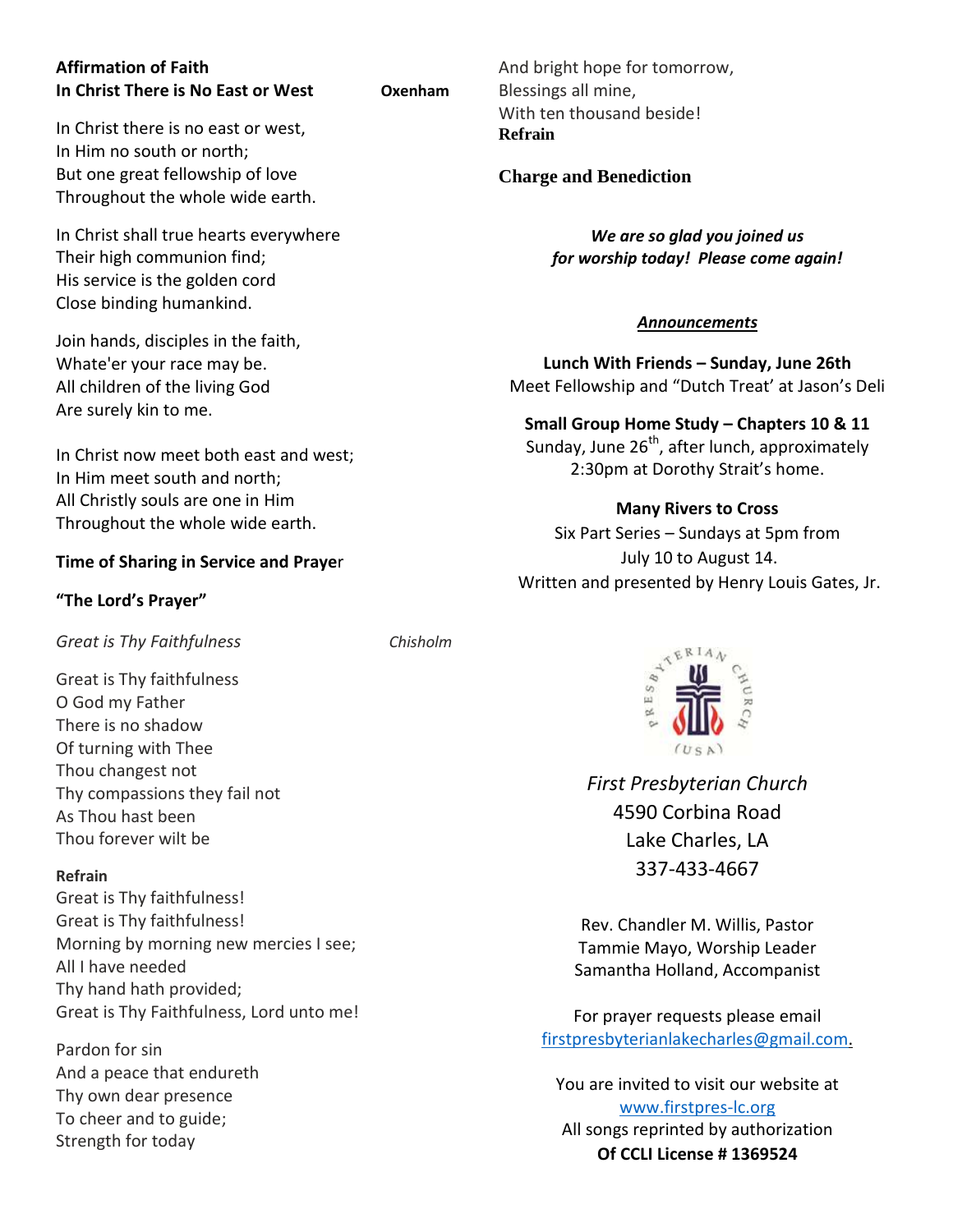**Affirmation of Faith**

**In Christ There is No East or West** **Oxenham**

In Christ there is no east or west,
In Him no south or north;
But one great fellowship of love
Throughout the whole wide earth.

In Christ shall true hearts everywhere
Their high communion find;
His service is the golden cord
Close binding humankind.

Join hands, disciples in the faith,
Whate'er your race may be.
All children of the living God
Are surely kin to me.

In Christ now meet both east and west;
In Him meet south and north;
All Christly souls are one in Him
Throughout the whole wide earth.

**Time of Sharing in Service and Prayer**

**"The Lord's Prayer"**

*Great is Thy Faithfulness* *Chisholm*

Great is Thy faithfulness
O God my Father
There is no shadow
Of turning with Thee
Thou changest not
Thy compassions they fail not
As Thou hast been
Thou forever wilt be

**Refrain**
Great is Thy faithfulness!
Great is Thy faithfulness!
Morning by morning new mercies I see;
All I have needed
Thy hand hath provided;
Great is Thy Faithfulness, Lord unto me!

Pardon for sin
And a peace that endureth
Thy own dear presence
To cheer and to guide;
Strength for today
And bright hope for tomorrow,
Blessings all mine,
With ten thousand beside!
**Refrain**

**Charge and Benediction**

***We are so glad you joined us for worship today! Please come again!***

***Announcements***

**Lunch With Friends – Sunday, June 26th**
Meet Fellowship and "Dutch Treat' at Jason's Deli

**Small Group Home Study – Chapters 10 & 11**
Sunday, June 26th, after lunch, approximately 2:30pm at Dorothy Strait's home.

**Many Rivers to Cross**
Six Part Series – Sundays at 5pm from July 10 to August 14.
Written and presented by Henry Louis Gates, Jr.

PRESBYTERIAN CHURCH (USA)

*First Presbyterian Church*
4590 Corbina Road
Lake Charles, LA
337-433-4667

Rev. Chandler M. Willis, Pastor
Tammie Mayo, Worship Leader
Samantha Holland, Accompanist

For prayer requests please email firstpresbyterianlakecharles@gmail.com.

You are invited to visit our website at www.firstpres-lc.org
All songs reprinted by authorization
**Of CCLI License # 1369524**